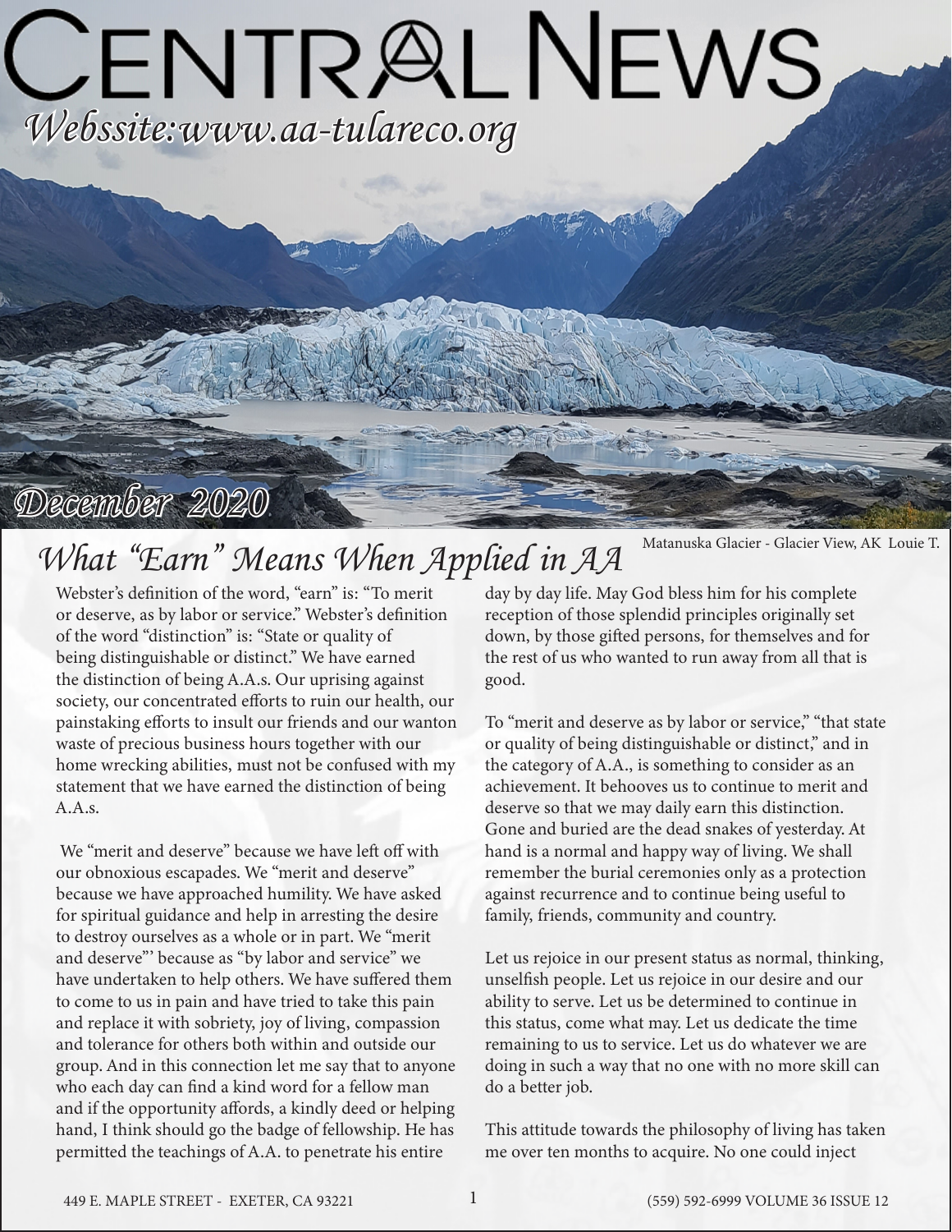# CENTRAL NEWS

*Webssite:www.aa-tulareco.org*

*December 2020*

Matanuska Glacier - Glacier View, AK Louie T.

## *What "Earn" Means When Applied in AA*

Webster's definition of the word, "earn" is: "To merit or deserve, as by labor or service." Webster's definition of the word "distinction" is: "State or quality of being distinguishable or distinct." We have earned the distinction of being A.A.s. Our uprising against society, our concentrated efforts to ruin our health, our painstaking efforts to insult our friends and our wanton waste of precious business hours together with our home wrecking abilities, must not be confused with my statement that we have earned the distinction of being A.A.s.

We "merit and deserve" because we have left off with our obnoxious escapades. We "merit and deserve" because we have approached humility. We have asked for spiritual guidance and help in arresting the desire to destroy ourselves as a whole or in part. We "merit and deserve"' because as "by labor and service" we have undertaken to help others. We have suffered them to come to us in pain and have tried to take this pain and replace it with sobriety, joy of living, compassion and tolerance for others both within and outside our group. And in this connection let me say that to anyone who each day can find a kind word for a fellow man and if the opportunity affords, a kindly deed or helping hand, I think should go the badge of fellowship. He has permitted the teachings of A.A. to penetrate his entire day by day life. May God bless him for his complete reception of those splendid principles originally set down, by those gifted persons, for themselves and for the rest of us who wanted to run away from all that is good.

To "merit and deserve as by labor or service," "that state or quality of being distinguishable or distinct," and in the category of A.A., is something to consider as an achievement. It behooves us to continue to merit and deserve so that we may daily earn this distinction. Gone and buried are the dead snakes of yesterday. At hand is a normal and happy way of living. We shall remember the burial ceremonies only as a protection against recurrence and to continue being useful to family, friends, community and country.

Let us rejoice in our present status as normal, thinking, unselfish people. Let us rejoice in our desire and our ability to serve. Let us be determined to continue in this status, come what may. Let us dedicate the time remaining to us to service. Let us do whatever we are doing in such a way that no one with no more skill can do a better job.

This attitude towards the philosophy of living has taken me over ten months to acquire. No one could inject

449 E. MAPLE STREET - EXETER, CA 93221 (559) 592-6999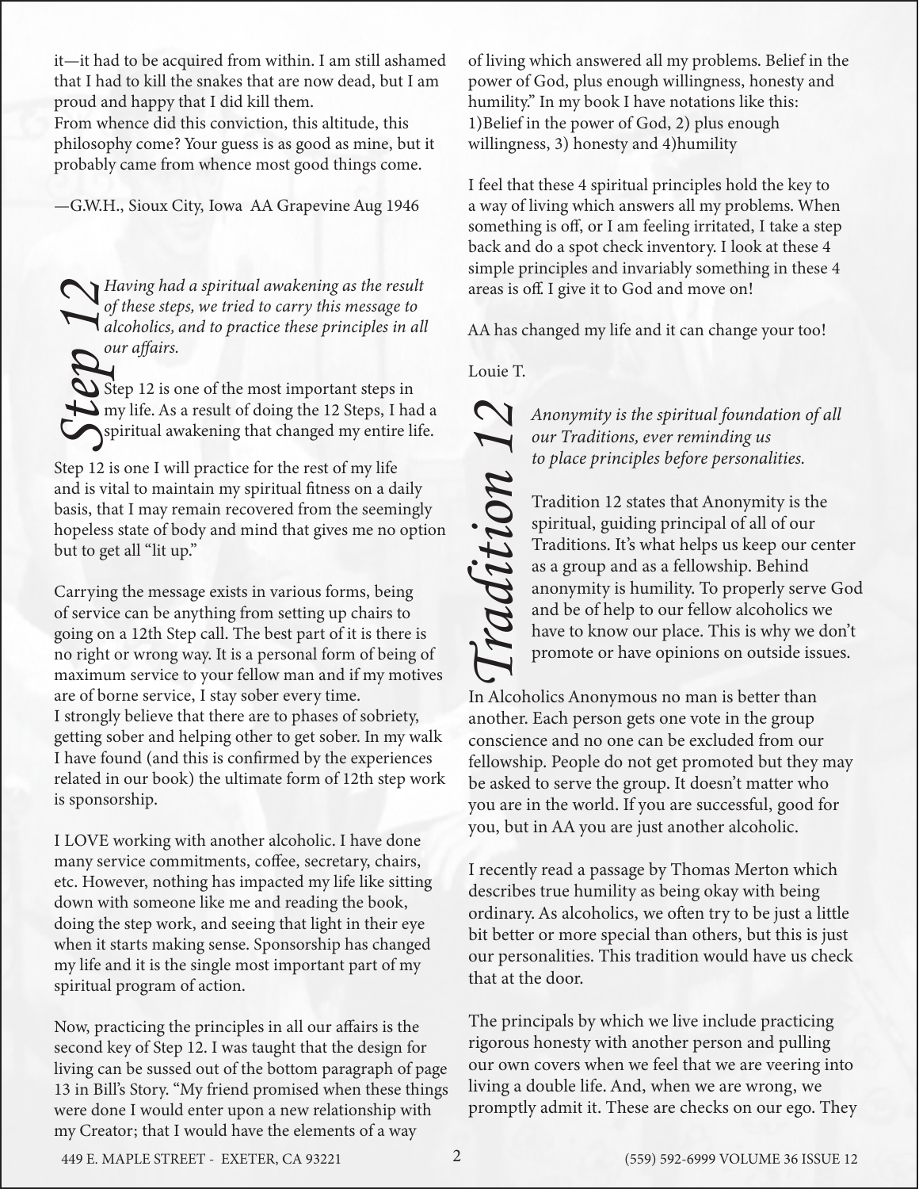it—it had to be acquired from within. I am still ashamed that I had to kill the snakes that are now dead, but I am proud and happy that I did kill them.
From whence did this conviction, this altitude, this philosophy come? Your guess is as good as mine, but it probably came from whence most good things come.

—G.W.H., Sioux City, Iowa AA Grapevine Aug 1946

## Step 12

*Having had a spiritual awakening as the result of these steps, we tried to carry this message to alcoholics, and to practice these principles in all our affairs.*

Step 12 is one of the most important steps in my life. As a result of doing the 12 Steps, I had a spiritual awakening that changed my entire life.

Step 12 is one I will practice for the rest of my life and is vital to maintain my spiritual fitness on a daily basis, that I may remain recovered from the seemingly hopeless state of body and mind that gives me no option but to get all "lit up."

Carrying the message exists in various forms, being of service can be anything from setting up chairs to going on a 12th Step call. The best part of it is there is no right or wrong way. It is a personal form of being of maximum service to your fellow man and if my motives are of borne service, I stay sober every time.
I strongly believe that there are to phases of sobriety, getting sober and helping other to get sober. In my walk I have found (and this is confirmed by the experiences related in our book) the ultimate form of 12th step work is sponsorship.

I LOVE working with another alcoholic. I have done many service commitments, coffee, secretary, chairs, etc. However, nothing has impacted my life like sitting down with someone like me and reading the book, doing the step work, and seeing that light in their eye when it starts making sense. Sponsorship has changed my life and it is the single most important part of my spiritual program of action.

Now, practicing the principles in all our affairs is the second key of Step 12. I was taught that the design for living can be sussed out of the bottom paragraph of page 13 in Bill's Story. "My friend promised when these things were done I would enter upon a new relationship with my Creator; that I would have the elements of a way of living which answered all my problems. Belief in the power of God, plus enough willingness, honesty and humility." In my book I have notations like this: 1)Belief in the power of God, 2) plus enough willingness, 3) honesty and 4)humility

I feel that these 4 spiritual principles hold the key to a way of living which answers all my problems. When something is off, or I am feeling irritated, I take a step back and do a spot check inventory. I look at these 4 simple principles and invariably something in these 4 areas is off. I give it to God and move on!

AA has changed my life and it can change your too!

Louie T.

## Tradition 12

*Anonymity is the spiritual foundation of all our Traditions, ever reminding us to place principles before personalities.*

Tradition 12 states that Anonymity is the spiritual, guiding principal of all of our Traditions. It's what helps us keep our center as a group and as a fellowship. Behind anonymity is humility. To properly serve God and be of help to our fellow alcoholics we have to know our place. This is why we don't promote or have opinions on outside issues.

In Alcoholics Anonymous no man is better than another. Each person gets one vote in the group conscience and no one can be excluded from our fellowship. People do not get promoted but they may be asked to serve the group. It doesn't matter who you are in the world. If you are successful, good for you, but in AA you are just another alcoholic.

I recently read a passage by Thomas Merton which describes true humility as being okay with being ordinary. As alcoholics, we often try to be just a little bit better or more special than others, but this is just our personalities. This tradition would have us check that at the door.

The principals by which we live include practicing rigorous honesty with another person and pulling our own covers when we feel that we are veering into living a double life. And, when we are wrong, we promptly admit it. These are checks on our ego. They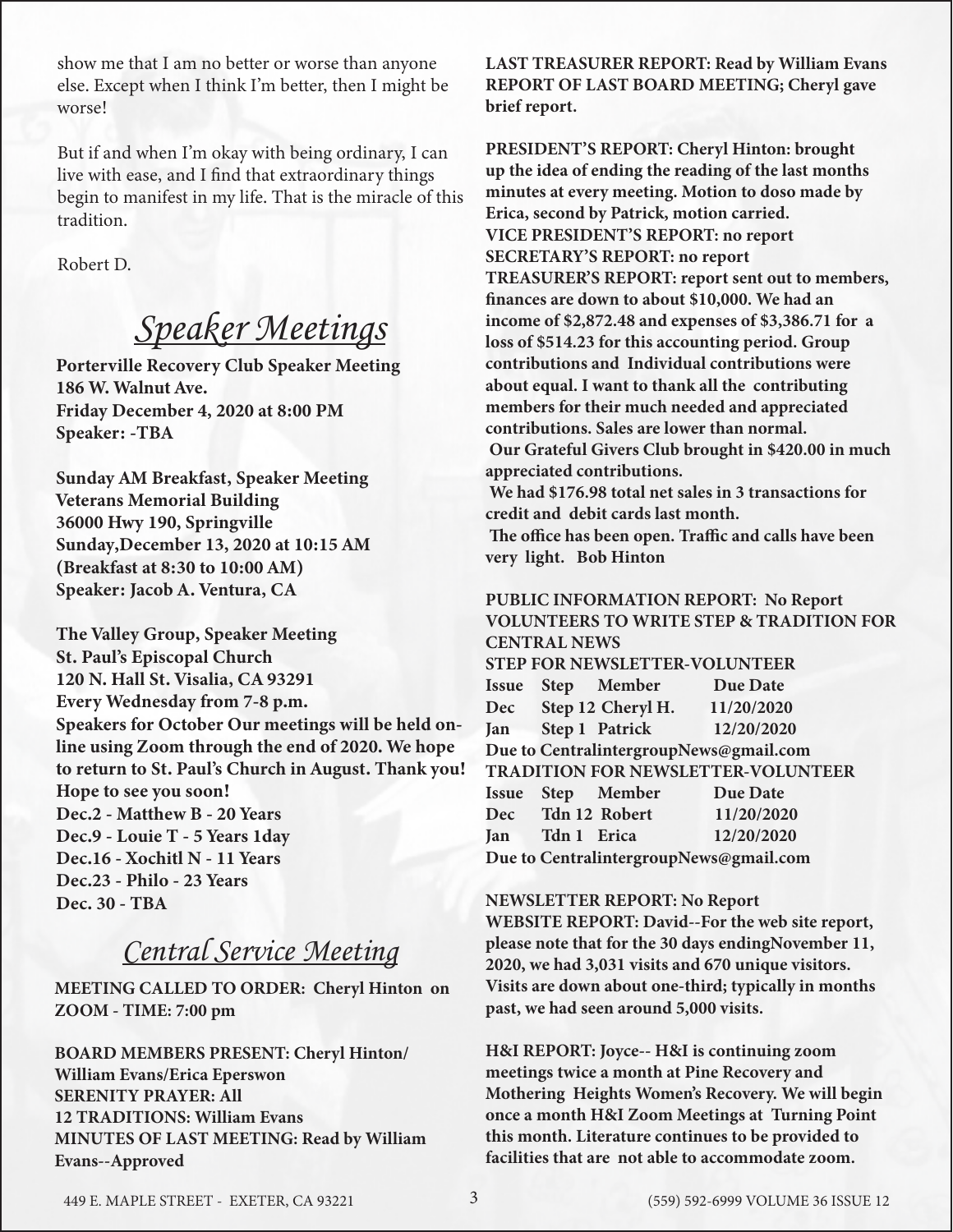show me that I am no better or worse than anyone else. Except when I think I'm better, then I might be worse!

But if and when I'm okay with being ordinary, I can live with ease, and I find that extraordinary things begin to manifest in my life. That is the miracle of this tradition.

Robert D.

## *Speaker Meetings*

**Porterville Recovery Club Speaker Meeting**
**186 W. Walnut Ave.**
**Friday December 4, 2020 at 8:00 PM**
**Speaker: -TBA**

**Sunday AM Breakfast, Speaker Meeting**
**Veterans Memorial Building**
**36000 Hwy 190, Springville**
**Sunday,December 13, 2020 at 10:15 AM**
**(Breakfast at 8:30 to 10:00 AM)**
**Speaker: Jacob A. Ventura, CA**

**The Valley Group, Speaker Meeting**
**St. Paul's Episcopal Church**
**120 N. Hall St. Visalia, CA 93291**
**Every Wednesday from 7-8 p.m.**
**Speakers for October Our meetings will be held on-line using Zoom through the end of 2020. We hope to return to St. Paul's Church in August. Thank you! Hope to see you soon!**
**Dec.2 - Matthew B - 20 Years**
**Dec.9 - Louie T - 5 Years 1day**
**Dec.16 - Xochitl N - 11 Years**
**Dec.23 - Philo - 23 Years**
**Dec. 30 - TBA**

## *Central Service Meeting*

**MEETING CALLED TO ORDER: Cheryl Hinton on ZOOM - TIME: 7:00 pm**

**BOARD MEMBERS PRESENT: Cheryl Hinton/ William Evans/Erica Eperswon**
**SERENITY PRAYER: All**
**12 TRADITIONS: William Evans**
**MINUTES OF LAST MEETING: Read by William Evans--Approved**

**LAST TREASURER REPORT: Read by William Evans**
**REPORT OF LAST BOARD MEETING; Cheryl gave brief report.**

**PRESIDENT'S REPORT: Cheryl Hinton: brought up the idea of ending the reading of the last months minutes at every meeting. Motion to doso made by Erica, second by Patrick, motion carried.**
**VICE PRESIDENT'S REPORT: no report**
**SECRETARY'S REPORT: no report**
**TREASURER'S REPORT: report sent out to members, finances are down to about $10,000. We had an income of $2,872.48 and expenses of $3,386.71 for a loss of $514.23 for this accounting period. Group contributions and Individual contributions were about equal. I want to thank all the contributing members for their much needed and appreciated contributions. Sales are lower than normal.**
**Our Grateful Givers Club brought in $420.00 in much appreciated contributions.**
**We had $176.98 total net sales in 3 transactions for credit and debit cards last month.**
**The office has been open. Traffic and calls have been very light. Bob Hinton**

**PUBLIC INFORMATION REPORT: No Report**
**VOLUNTEERS TO WRITE STEP & TRADITION FOR CENTRAL NEWS**

**STEP FOR NEWSLETTER-VOLUNTEER**

| Issue | Step | Member | Due Date |
|---|---|---|---|
| Dec | Step 12 | Cheryl H. | 11/20/2020 |
| Jan | Step 1 | Patrick | 12/20/2020 |

**Due to CentralintergroupNews@gmail.com**

**TRADITION FOR NEWSLETTER-VOLUNTEER**

| Issue | Step | Member | Due Date |
|---|---|---|---|
| Dec | Tdn 12 | Robert | 11/20/2020 |
| Jan | Tdn 1 | Erica | 12/20/2020 |

**Due to CentralintergroupNews@gmail.com**

**NEWSLETTER REPORT: No Report**
**WEBSITE REPORT: David--For the web site report, please note that for the 30 days endingNovember 11, 2020, we had 3,031 visits and 670 unique visitors. Visits are down about one-third; typically in months past, we had seen around 5,000 visits.**

**H&I REPORT: Joyce-- H&I is continuing zoom meetings twice a month at Pine Recovery and Mothering Heights Women's Recovery. We will begin once a month H&I Zoom Meetings at Turning Point this month. Literature continues to be provided to facilities that are not able to accommodate zoom.**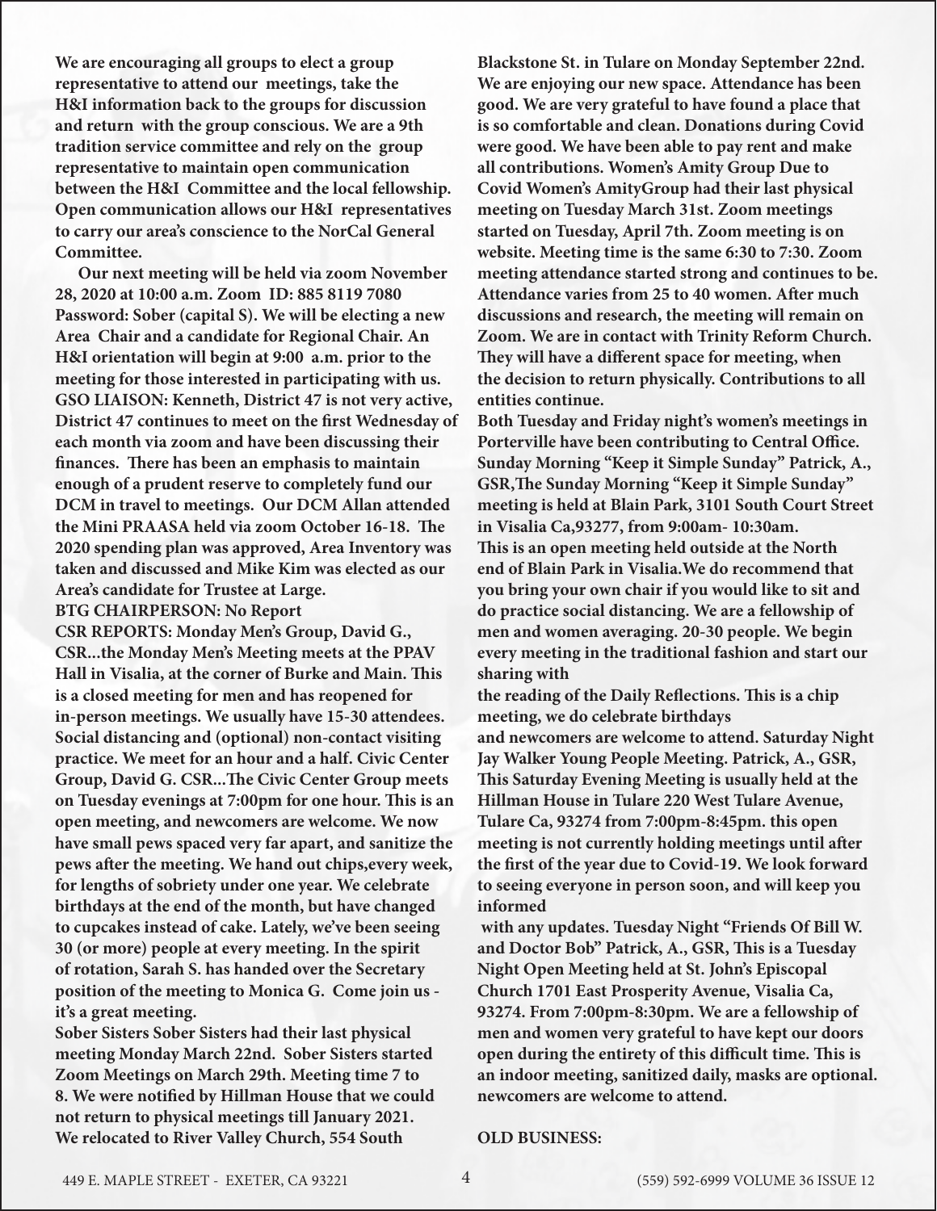**We are encouraging all groups to elect a group representative to attend our meetings, take the H&I information back to the groups for discussion and return with the group conscious. We are a 9th tradition service committee and rely on the group representative to maintain open communication between the H&I Committee and the local fellowship. Open communication allows our H&I representatives to carry our area's conscience to the NorCal General Committee.**

**Our next meeting will be held via zoom November 28, 2020 at 10:00 a.m. Zoom ID: 885 8119 7080 Password: Sober (capital S). We will be electing a new Area Chair and a candidate for Regional Chair. An H&I orientation will begin at 9:00 a.m. prior to the meeting for those interested in participating with us.**

**GSO LIAISON: Kenneth, District 47 is not very active, District 47 continues to meet on the first Wednesday of each month via zoom and have been discussing their finances. There has been an emphasis to maintain enough of a prudent reserve to completely fund our DCM in travel to meetings. Our DCM Allan attended the Mini PRAASA held via zoom October 16-18. The 2020 spending plan was approved, Area Inventory was taken and discussed and Mike Kim was elected as our Area's candidate for Trustee at Large.**

**BTG CHAIRPERSON: No Report**

**CSR REPORTS: Monday Men's Group, David G., CSR...the Monday Men's Meeting meets at the PPAV Hall in Visalia, at the corner of Burke and Main. This is a closed meeting for men and has reopened for in-person meetings. We usually have 15-30 attendees. Social distancing and (optional) non-contact visiting practice. We meet for an hour and a half. Civic Center Group, David G. CSR...The Civic Center Group meets on Tuesday evenings at 7:00pm for one hour. This is an open meeting, and newcomers are welcome. We now have small pews spaced very far apart, and sanitize the pews after the meeting. We hand out chips,every week, for lengths of sobriety under one year. We celebrate birthdays at the end of the month, but have changed to cupcakes instead of cake. Lately, we've been seeing 30 (or more) people at every meeting. In the spirit of rotation, Sarah S. has handed over the Secretary position of the meeting to Monica G. Come join us - it's a great meeting.**

**Sober Sisters Sober Sisters had their last physical meeting Monday March 22nd. Sober Sisters started Zoom Meetings on March 29th. Meeting time 7 to 8. We were notified by Hillman House that we could not return to physical meetings till January 2021. We relocated to River Valley Church, 554 South Blackstone St. in Tulare on Monday September 22nd. We are enjoying our new space. Attendance has been good. We are very grateful to have found a place that is so comfortable and clean. Donations during Covid were good. We have been able to pay rent and make all contributions. Women's Amity Group Due to Covid Women's AmityGroup had their last physical meeting on Tuesday March 31st. Zoom meetings started on Tuesday, April 7th. Zoom meeting is on website. Meeting time is the same 6:30 to 7:30. Zoom meeting attendance started strong and continues to be. Attendance varies from 25 to 40 women. After much discussions and research, the meeting will remain on Zoom. We are in contact with Trinity Reform Church. They will have a different space for meeting, when the decision to return physically. Contributions to all entities continue.**

**Both Tuesday and Friday night's women's meetings in Porterville have been contributing to Central Office. Sunday Morning "Keep it Simple Sunday" Patrick, A., GSR,The Sunday Morning "Keep it Simple Sunday" meeting is held at Blain Park, 3101 South Court Street in Visalia Ca,93277, from 9:00am- 10:30am. This is an open meeting held outside at the North end of Blain Park in Visalia.We do recommend that you bring your own chair if you would like to sit and do practice social distancing. We are a fellowship of men and women averaging. 20-30 people. We begin every meeting in the traditional fashion and start our sharing with the reading of the Daily Reflections. This is a chip meeting, we do celebrate birthdays and newcomers are welcome to attend. Saturday Night Jay Walker Young People Meeting. Patrick, A., GSR, This Saturday Evening Meeting is usually held at the Hillman House in Tulare 220 West Tulare Avenue, Tulare Ca, 93274 from 7:00pm-8:45pm. this open meeting is not currently holding meetings until after the first of the year due to Covid-19. We look forward to seeing everyone in person soon, and will keep you informed with any updates. Tuesday Night "Friends Of Bill W. and Doctor Bob" Patrick, A., GSR, This is a Tuesday Night Open Meeting held at St. John's Episcopal Church 1701 East Prosperity Avenue, Visalia Ca, 93274. From 7:00pm-8:30pm. We are a fellowship of men and women very grateful to have kept our doors open during the entirety of this difficult time. This is an indoor meeting, sanitized daily, masks are optional. newcomers are welcome to attend.**

**OLD BUSINESS:**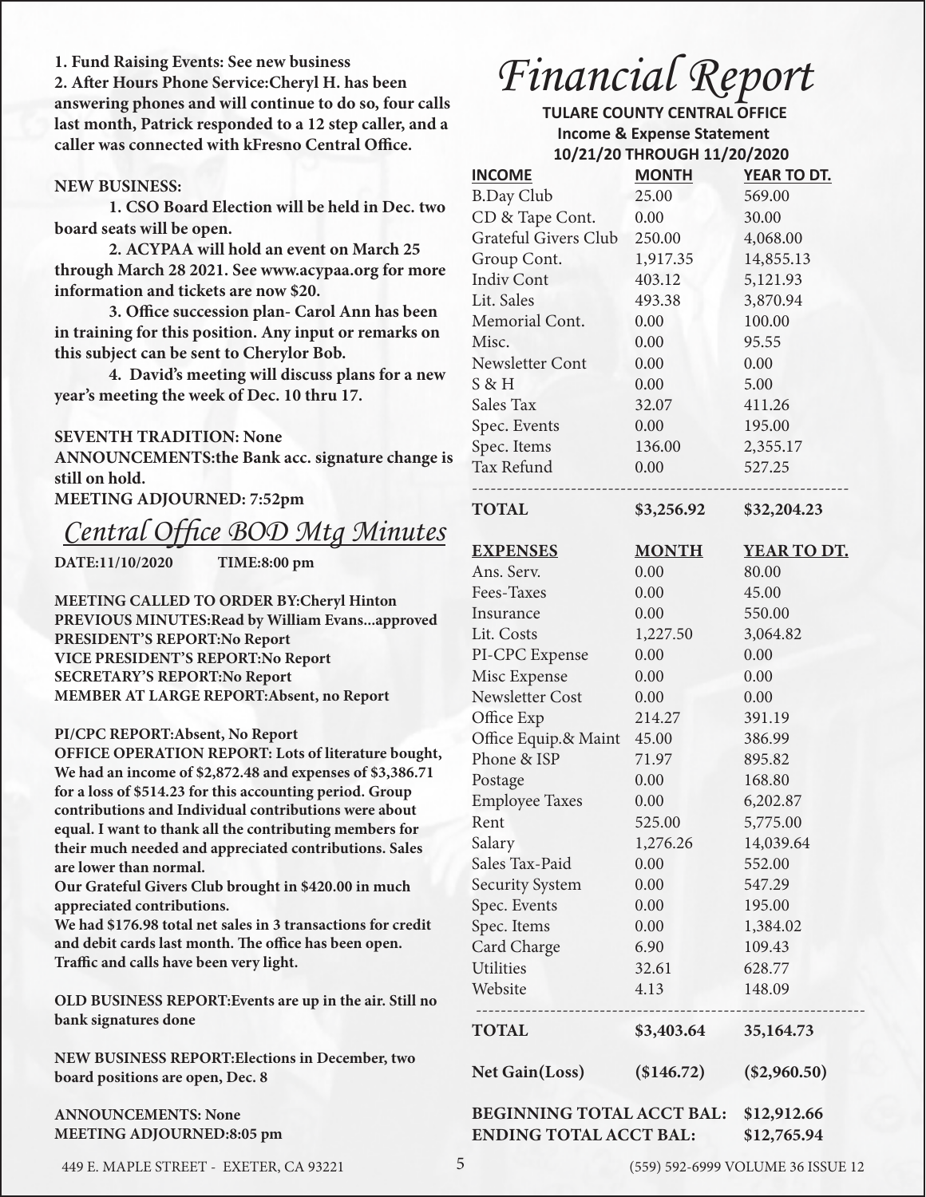**1. Fund Raising Events: See new business**
**2. After Hours Phone Service:Cheryl H. has been answering phones and will continue to do so, four calls last month, Patrick responded to a 12 step caller, and a caller was connected with kFresno Central Office.**

**NEW BUSINESS:**

**1. CSO Board Election will be held in Dec. two board seats will be open.**

**2. ACYPAA will hold an event on March 25 through March 28 2021. See www.acypaa.org for more information and tickets are now $20.**

**3. Office succession plan- Carol Ann has been in training for this position. Any input or remarks on this subject can be sent to Cherylor Bob.**

**4. David's meeting will discuss plans for a new year's meeting the week of Dec. 10 thru 17.**

**SEVENTH TRADITION: None**
**ANNOUNCEMENTS:the Bank acc. signature change is still on hold.**
**MEETING ADJOURNED: 7:52pm**

## *Central Office BOD Mtg Minutes*

**DATE:11/10/2020 TIME:8:00 pm**

**MEETING CALLED TO ORDER BY:Cheryl Hinton**
**PREVIOUS MINUTES:Read by William Evans...approved**
**PRESIDENT'S REPORT:No Report**
**VICE PRESIDENT'S REPORT:No Report**
**SECRETARY'S REPORT:No Report**
**MEMBER AT LARGE REPORT:Absent, no Report**

**PI/CPC REPORT:Absent, No Report**
**OFFICE OPERATION REPORT: Lots of literature bought, We had an income of $2,872.48 and expenses of $3,386.71 for a loss of $514.23 for this accounting period. Group contributions and Individual contributions were about equal. I want to thank all the contributing members for their much needed and appreciated contributions. Sales are lower than normal.**
**Our Grateful Givers Club brought in $420.00 in much appreciated contributions.**
**We had $176.98 total net sales in 3 transactions for credit and debit cards last month. The office has been open. Traffic and calls have been very light.**

**OLD BUSINESS REPORT:Events are up in the air. Still no bank signatures done**

**NEW BUSINESS REPORT:Elections in December, two board positions are open, Dec. 8**

**ANNOUNCEMENTS: None**
**MEETING ADJOURNED:8:05 pm**

# *Financial Report*

**TULARE COUNTY CENTRAL OFFICE**
**Income & Expense Statement**
**10/21/20 THROUGH 11/20/2020**

| INCOME | MONTH | YEAR TO DT. |
|---|---|---|
| B.Day Club | 25.00 | 569.00 |
| CD & Tape Cont. | 0.00 | 30.00 |
| Grateful Givers Club | 250.00 | 4,068.00 |
| Group Cont. | 1,917.35 | 14,855.13 |
| Indiv Cont | 403.12 | 5,121.93 |
| Lit. Sales | 493.38 | 3,870.94 |
| Memorial Cont. | 0.00 | 100.00 |
| Misc. | 0.00 | 95.55 |
| Newsletter Cont | 0.00 | 0.00 |
| S & H | 0.00 | 5.00 |
| Sales Tax | 32.07 | 411.26 |
| Spec. Events | 0.00 | 195.00 |
| Spec. Items | 136.00 | 2,355.17 |
| Tax Refund | 0.00 | 527.25 |
| **TOTAL** | **$3,256.92** | **$32,204.23** |

| EXPENSES | MONTH | YEAR TO DT. |
|---|---|---|
| Ans. Serv. | 0.00 | 80.00 |
| Fees-Taxes | 0.00 | 45.00 |
| Insurance | 0.00 | 550.00 |
| Lit. Costs | 1,227.50 | 3,064.82 |
| PI-CPC Expense | 0.00 | 0.00 |
| Misc Expense | 0.00 | 0.00 |
| Newsletter Cost | 0.00 | 0.00 |
| Office Exp | 214.27 | 391.19 |
| Office Equip.& Maint | 45.00 | 386.99 |
| Phone & ISP | 71.97 | 895.82 |
| Postage | 0.00 | 168.80 |
| Employee Taxes | 0.00 | 6,202.87 |
| Rent | 525.00 | 5,775.00 |
| Salary | 1,276.26 | 14,039.64 |
| Sales Tax-Paid | 0.00 | 552.00 |
| Security System | 0.00 | 547.29 |
| Spec. Events | 0.00 | 195.00 |
| Spec. Items | 0.00 | 1,384.02 |
| Card Charge | 6.90 | 109.43 |
| Utilities | 32.61 | 628.77 |
| Website | 4.13 | 148.09 |
| **TOTAL** | **$3,403.64** | **35,164.73** |
| **Net Gain(Loss)** | **($146.72)** | **($2,960.50)** |

**BEGINNING TOTAL ACCT BAL: $12,912.66**
**ENDING TOTAL ACCT BAL: $12,765.94**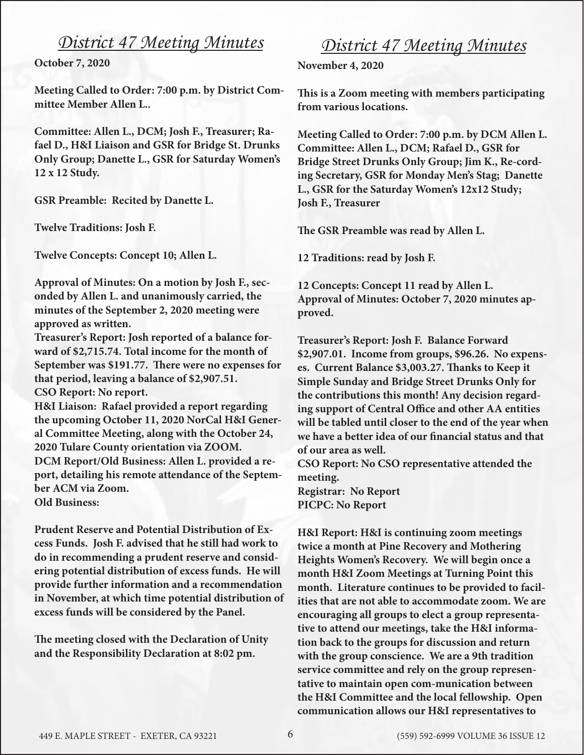## *District 47 Meeting Minutes*

**October 7, 2020**

**Meeting Called to Order: 7:00 p.m. by District Committee Member Allen L..**

**Committee: Allen L., DCM; Josh F., Treasurer; Rafael D., H&I Liaison and GSR for Bridge St. Drunks Only Group; Danette L., GSR for Saturday Women's 12 x 12 Study.**

**GSR Preamble: Recited by Danette L.**

**Twelve Traditions: Josh F.**

**Twelve Concepts: Concept 10; Allen L.**

**Approval of Minutes: On a motion by Josh F., seconded by Allen L. and unanimously carried, the minutes of the September 2, 2020 meeting were approved as written.**
**Treasurer's Report: Josh reported of a balance forward of $2,715.74. Total income for the month of September was $191.77. There were no expenses for that period, leaving a balance of $2,907.51.**
**CSO Report: No report.**
**H&I Liaison: Rafael provided a report regarding the upcoming October 11, 2020 NorCal H&I General Committee Meeting, along with the October 24, 2020 Tulare County orientation via ZOOM.**
**DCM Report/Old Business: Allen L. provided a report, detailing his remote attendance of the September ACM via Zoom.**
**Old Business:**

**Prudent Reserve and Potential Distribution of Excess Funds. Josh F. advised that he still had work to do in recommending a prudent reserve and considering potential distribution of excess funds. He will provide further information and a recommendation in November, at which time potential distribution of excess funds will be considered by the Panel.**

**The meeting closed with the Declaration of Unity and the Responsibility Declaration at 8:02 pm.**

## *District 47 Meeting Minutes*

**November 4, 2020**

**This is a Zoom meeting with members participating from various locations.**

**Meeting Called to Order: 7:00 p.m. by DCM Allen L.**
**Committee: Allen L., DCM; Rafael D., GSR for Bridge Street Drunks Only Group; Jim K., Re-cording Secretary, GSR for Monday Men's Stag; Danette L., GSR for the Saturday Women's 12x12 Study; Josh F., Treasurer**

**The GSR Preamble was read by Allen L.**

**12 Traditions: read by Josh F.**

**12 Concepts: Concept 11 read by Allen L.**
**Approval of Minutes: October 7, 2020 minutes approved.**

**Treasurer's Report: Josh F. Balance Forward $2,907.01. Income from groups, $96.26. No expenses. Current Balance $3,003.27. Thanks to Keep it Simple Sunday and Bridge Street Drunks Only for the contributions this month! Any decision regarding support of Central Office and other AA entities will be tabled until closer to the end of the year when we have a better idea of our financial status and that of our area as well.**
**CSO Report: No CSO representative attended the meeting.**
**Registrar: No Report**
**PICPC: No Report**

**H&I Report: H&I is continuing zoom meetings twice a month at Pine Recovery and Mothering Heights Women's Recovery. We will begin once a month H&I Zoom Meetings at Turning Point this month. Literature continues to be provided to facilities that are not able to accommodate zoom. We are encouraging all groups to elect a group representative to attend our meetings, take the H&I information back to the groups for discussion and return with the group conscience. We are a 9th tradition service committee and rely on the group representative to maintain open com-munication between the H&I Committee and the local fellowship. Open communication allows our H&I representatives to**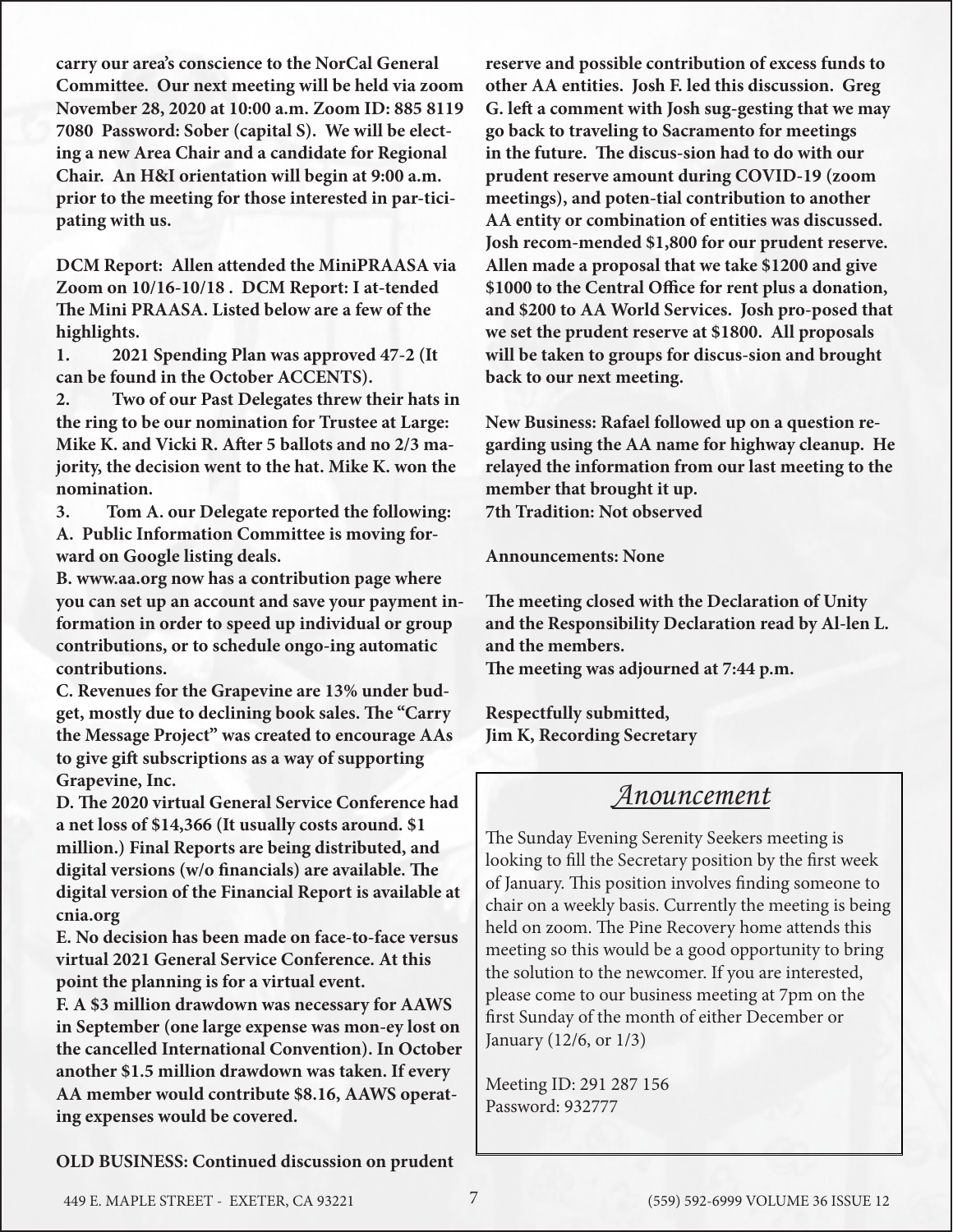**carry our area's conscience to the NorCal General Committee. Our next meeting will be held via zoom November 28, 2020 at 10:00 a.m. Zoom ID: 885 8119 7080 Password: Sober (capital S). We will be electing a new Area Chair and a candidate for Regional Chair. An H&I orientation will begin at 9:00 a.m. prior to the meeting for those interested in participating with us.**

**DCM Report: Allen attended the MiniPRAASA via Zoom on 10/16-10/18 . DCM Report: I attended The Mini PRAASA. Listed below are a few of the highlights.**

**1. 2021 Spending Plan was approved 47-2 (It can be found in the October ACCENTS).**

**2. Two of our Past Delegates threw their hats in the ring to be our nomination for Trustee at Large: Mike K. and Vicki R. After 5 ballots and no 2/3 majority, the decision went to the hat. Mike K. won the nomination.**

**3. Tom A. our Delegate reported the following:**

**A. Public Information Committee is moving forward on Google listing deals.**

**B. www.aa.org now has a contribution page where you can set up an account and save your payment information in order to speed up individual or group contributions, or to schedule ongoing automatic contributions.**

**C. Revenues for the Grapevine are 13% under budget, mostly due to declining book sales. The "Carry the Message Project" was created to encourage AAs to give gift subscriptions as a way of supporting Grapevine, Inc.**

**D. The 2020 virtual General Service Conference had a net loss of $14,366 (It usually costs around. $1 million.) Final Reports are being distributed, and digital versions (w/o financials) are available. The digital version of the Financial Report is available at cnia.org**

**E. No decision has been made on face-to-face versus virtual 2021 General Service Conference. At this point the planning is for a virtual event.**

**F. A $3 million drawdown was necessary for AAWS in September (one large expense was money lost on the cancelled International Convention). In October another $1.5 million drawdown was taken. If every AA member would contribute $8.16, AAWS operating expenses would be covered.**

**OLD BUSINESS: Continued discussion on prudent reserve and possible contribution of excess funds to other AA entities. Josh F. led this discussion. Greg G. left a comment with Josh suggesting that we may go back to traveling to Sacramento for meetings in the future. The discussion had to do with our prudent reserve amount during COVID-19 (zoom meetings), and potential contribution to another AA entity or combination of entities was discussed. Josh recommended $1,800 for our prudent reserve. Allen made a proposal that we take $1200 and give $1000 to the Central Office for rent plus a donation, and $200 to AA World Services. Josh proposed that we set the prudent reserve at $1800. All proposals will be taken to groups for discussion and brought back to our next meeting.**

**New Business: Rafael followed up on a question regarding using the AA name for highway cleanup. He relayed the information from our last meeting to the member that brought it up.**

**7th Tradition: Not observed**

**Announcements: None**

**The meeting closed with the Declaration of Unity and the Responsibility Declaration read by Allen L. and the members.**

**The meeting was adjourned at 7:44 p.m.**

**Respectfully submitted,**
**Jim K, Recording Secretary**

## *Anouncement*

The Sunday Evening Serenity Seekers meeting is looking to fill the Secretary position by the first week of January. This position involves finding someone to chair on a weekly basis. Currently the meeting is being held on zoom. The Pine Recovery home attends this meeting so this would be a good opportunity to bring the solution to the newcomer. If you are interested, please come to our business meeting at 7pm on the first Sunday of the month of either December or January (12/6, or 1/3)

Meeting ID: 291 287 156
Password: 932777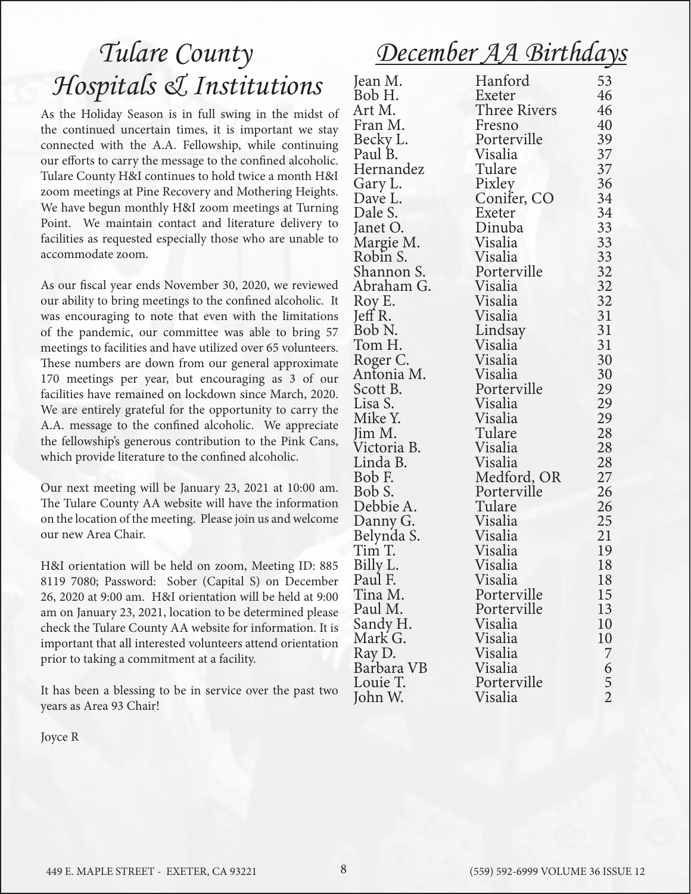# Tulare County Hospitals & Institutions

As the Holiday Season is in full swing in the midst of the continued uncertain times, it is important we stay connected with the A.A. Fellowship, while continuing our efforts to carry the message to the confined alcoholic. Tulare County H&I continues to hold twice a month H&I zoom meetings at Pine Recovery and Mothering Heights. We have begun monthly H&I zoom meetings at Turning Point. We maintain contact and literature delivery to facilities as requested especially those who are unable to accommodate zoom.

As our fiscal year ends November 30, 2020, we reviewed our ability to bring meetings to the confined alcoholic. It was encouraging to note that even with the limitations of the pandemic, our committee was able to bring 57 meetings to facilities and have utilized over 65 volunteers. These numbers are down from our general approximate 170 meetings per year, but encouraging as 3 of our facilities have remained on lockdown since March, 2020. We are entirely grateful for the opportunity to carry the A.A. message to the confined alcoholic. We appreciate the fellowship's generous contribution to the Pink Cans, which provide literature to the confined alcoholic.

Our next meeting will be January 23, 2021 at 10:00 am. The Tulare County AA website will have the information on the location of the meeting. Please join us and welcome our new Area Chair.

H&I orientation will be held on zoom, Meeting ID: 885 8119 7080; Password: Sober (Capital S) on December 26, 2020 at 9:00 am. H&I orientation will be held at 9:00 am on January 23, 2021, location to be determined please check the Tulare County AA website for information. It is important that all interested volunteers attend orientation prior to taking a commitment at a facility.

It has been a blessing to be in service over the past two years as Area 93 Chair!

Joyce R

# December AA Birthdays

| Name | City | Years |
|---|---|---|
| Jean M. | Hanford | 53 |
| Bob H. | Exeter | 46 |
| Art M. | Three Rivers | 46 |
| Fran M. | Fresno | 40 |
| Becky L. | Porterville | 39 |
| Paul B. | Visalia | 37 |
| Hernandez | Tulare | 37 |
| Gary L. | Pixley | 36 |
| Dave L. | Conifer, CO | 34 |
| Dale S. | Exeter | 34 |
| Janet O. | Dinuba | 33 |
| Margie M. | Visalia | 33 |
| Robin S. | Visalia | 33 |
| Shannon S. | Porterville | 32 |
| Abraham G. | Visalia | 32 |
| Roy E. | Visalia | 32 |
| Jeff R. | Visalia | 31 |
| Bob N. | Lindsay | 31 |
| Tom H. | Visalia | 31 |
| Roger C. | Visalia | 30 |
| Antonia M. | Visalia | 30 |
| Scott B. | Porterville | 29 |
| Lisa S. | Visalia | 29 |
| Mike Y. | Visalia | 29 |
| Jim M. | Tulare | 28 |
| Victoria B. | Visalia | 28 |
| Linda B. | Visalia | 28 |
| Bob F. | Medford, OR | 27 |
| Bob S. | Porterville | 26 |
| Debbie A. | Tulare | 26 |
| Danny G. | Visalia | 25 |
| Belynda S. | Visalia | 21 |
| Tim T. | Visalia | 19 |
| Billy L. | Visalia | 18 |
| Paul F. | Visalia | 18 |
| Tina M. | Porterville | 15 |
| Paul M. | Porterville | 13 |
| Sandy H. | Visalia | 10 |
| Mark G. | Visalia | 10 |
| Ray D. | Visalia | 7 |
| Barbara VB | Visalia | 6 |
| Louie T. | Porterville | 5 |
| John W. | Visalia | 2 |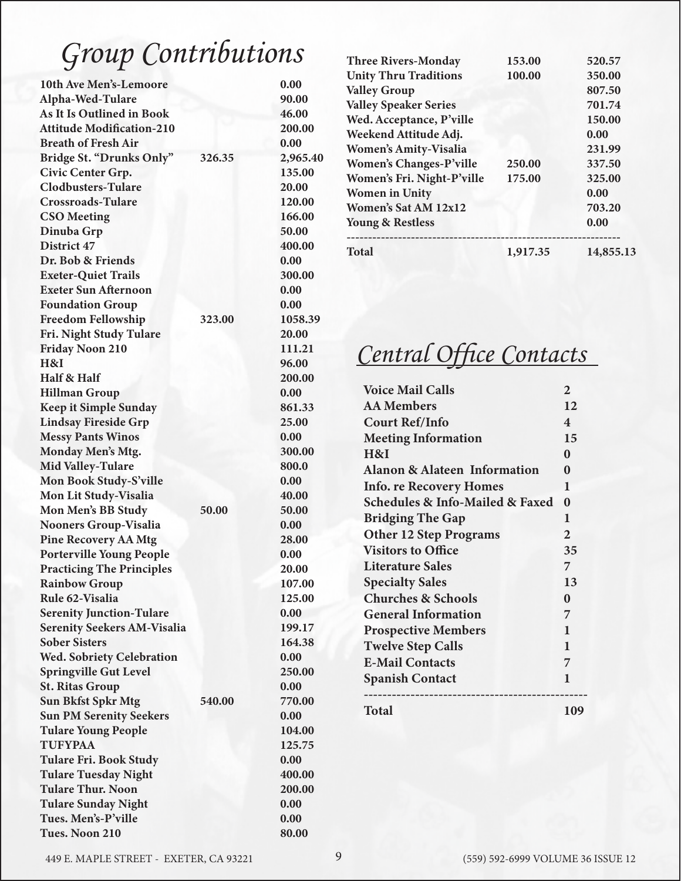# Group Contributions

| Group | | |
|---|---|---|
| 10th Ave Men's-Lemoore | | 0.00 |
| Alpha-Wed-Tulare | | 90.00 |
| As It Is Outlined in Book | | 46.00 |
| Attitude Modification-210 | | 200.00 |
| Breath of Fresh Air | | 0.00 |
| Bridge St. "Drunks Only" | 326.35 | 2,965.40 |
| Civic Center Grp. | | 135.00 |
| Clodbusters-Tulare | | 20.00 |
| Crossroads-Tulare | | 120.00 |
| CSO Meeting | | 166.00 |
| Dinuba Grp | | 50.00 |
| District 47 | | 400.00 |
| Dr. Bob & Friends | | 0.00 |
| Exeter-Quiet Trails | | 300.00 |
| Exeter Sun Afternoon | | 0.00 |
| Foundation Group | | 0.00 |
| Freedom Fellowship | 323.00 | 1058.39 |
| Fri. Night Study Tulare | | 20.00 |
| Friday Noon 210 | | 111.21 |
| H&I | | 96.00 |
| Half & Half | | 200.00 |
| Hillman Group | | 0.00 |
| Keep it Simple Sunday | | 861.33 |
| Lindsay Fireside Grp | | 25.00 |
| Messy Pants Winos | | 0.00 |
| Monday Men's Mtg. | | 300.00 |
| Mid Valley-Tulare | | 800.0 |
| Mon Book Study-S'ville | | 0.00 |
| Mon Lit Study-Visalia | | 40.00 |
| Mon Men's BB Study | 50.00 | 50.00 |
| Nooners Group-Visalia | | 0.00 |
| Pine Recovery AA Mtg | | 28.00 |
| Porterville Young People | | 0.00 |
| Practicing The Principles | | 20.00 |
| Rainbow Group | | 107.00 |
| Rule 62-Visalia | | 125.00 |
| Serenity Junction-Tulare | | 0.00 |
| Serenity Seekers AM-Visalia | | 199.17 |
| Sober Sisters | | 164.38 |
| Wed. Sobriety Celebration | | 0.00 |
| Springville Gut Level | | 250.00 |
| St. Ritas Group | | 0.00 |
| Sun Bkfst Spkr Mtg | 540.00 | 770.00 |
| Sun PM Serenity Seekers | | 0.00 |
| Tulare Young People | | 104.00 |
| TUFYPAA | | 125.75 |
| Tulare Fri. Book Study | | 0.00 |
| Tulare Tuesday Night | | 400.00 |
| Tulare Thur. Noon | | 200.00 |
| Tulare Sunday Night | | 0.00 |
| Tues. Men's-P'ville | | 0.00 |
| Tues. Noon 210 | | 80.00 |
| Three Rivers-Monday | 153.00 | 520.57 |
| Unity Thru Traditions | 100.00 | 350.00 |
| Valley Group | | 807.50 |
| Valley Speaker Series | | 701.74 |
| Wed. Acceptance, P'ville | | 150.00 |
| Weekend Attitude Adj. | | 0.00 |
| Women's Amity-Visalia | | 231.99 |
| Women's Changes-P'ville | 250.00 | 337.50 |
| Women's Fri. Night-P'ville | 175.00 | 325.00 |
| Women in Unity | | 0.00 |
| Women's Sat AM 12x12 | | 703.20 |
| Young & Restless | | 0.00 |
| **Total** | **1,917.35** | **14,855.13** |

# Central Office Contacts

| Contact | |
|---|---|
| Voice Mail Calls | 2 |
| AA Members | 12 |
| Court Ref/Info | 4 |
| Meeting Information | 15 |
| H&I | 0 |
| Alanon & Alateen Information | 0 |
| Info. re Recovery Homes | 1 |
| Schedules & Info-Mailed & Faxed | 0 |
| Bridging The Gap | 1 |
| Other 12 Step Programs | 2 |
| Visitors to Office | 35 |
| Literature Sales | 7 |
| Specialty Sales | 13 |
| Churches & Schools | 0 |
| General Information | 7 |
| Prospective Members | 1 |
| Twelve Step Calls | 1 |
| E-Mail Contacts | 7 |
| Spanish Contact | 1 |
| **Total** | **109** |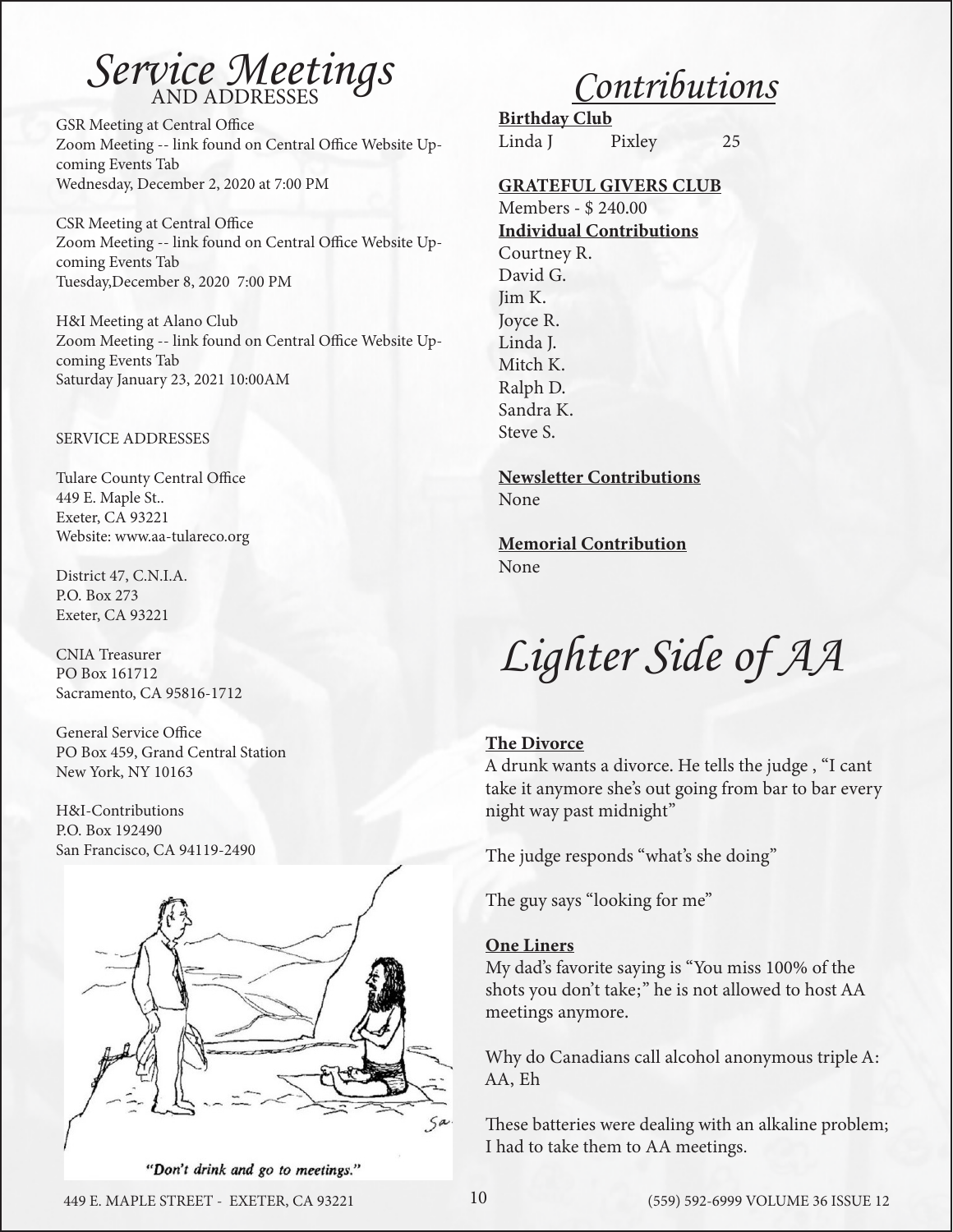# Service Meetings
AND ADDRESSES

GSR Meeting at Central Office
Zoom Meeting -- link found on Central Office Website Upcoming Events Tab
Wednesday, December 2, 2020 at 7:00 PM

CSR Meeting at Central Office
Zoom Meeting -- link found on Central Office Website Upcoming Events Tab
Tuesday,December 8, 2020 7:00 PM

H&I Meeting at Alano Club
Zoom Meeting -- link found on Central Office Website Upcoming Events Tab
Saturday January 23, 2021 10:00AM

SERVICE ADDRESSES

Tulare County Central Office
449 E. Maple St..
Exeter, CA 93221
Website: www.aa-tulareco.org

District 47, C.N.I.A.
P.O. Box 273
Exeter, CA 93221

CNIA Treasurer
PO Box 161712
Sacramento, CA 95816-1712

General Service Office
PO Box 459, Grand Central Station
New York, NY 10163

H&I-Contributions
P.O. Box 192490
San Francisco, CA 94119-2490

"Don't drink and go to meetings."

# Contributions

**Birthday Club**

| Linda J | Pixley | 25 |
|---|---|---|

**GRATEFUL GIVERS CLUB**

Members - $ 240.00

**Individual Contributions**

Courtney R.
David G.
Jim K.
Joyce R.
Linda J.
Mitch K.
Ralph D.
Sandra K.
Steve S.

**Newsletter Contributions**

None

**Memorial Contribution**

None

# Lighter Side of AA

**The Divorce**

A drunk wants a divorce. He tells the judge , "I cant take it anymore she's out going from bar to bar every night way past midnight"

The judge responds "what's she doing"

The guy says "looking for me"

**One Liners**

My dad's favorite saying is "You miss 100% of the shots you don't take;" he is not allowed to host AA meetings anymore.

Why do Canadians call alcohol anonymous triple A: AA, Eh

These batteries were dealing with an alkaline problem; I had to take them to AA meetings.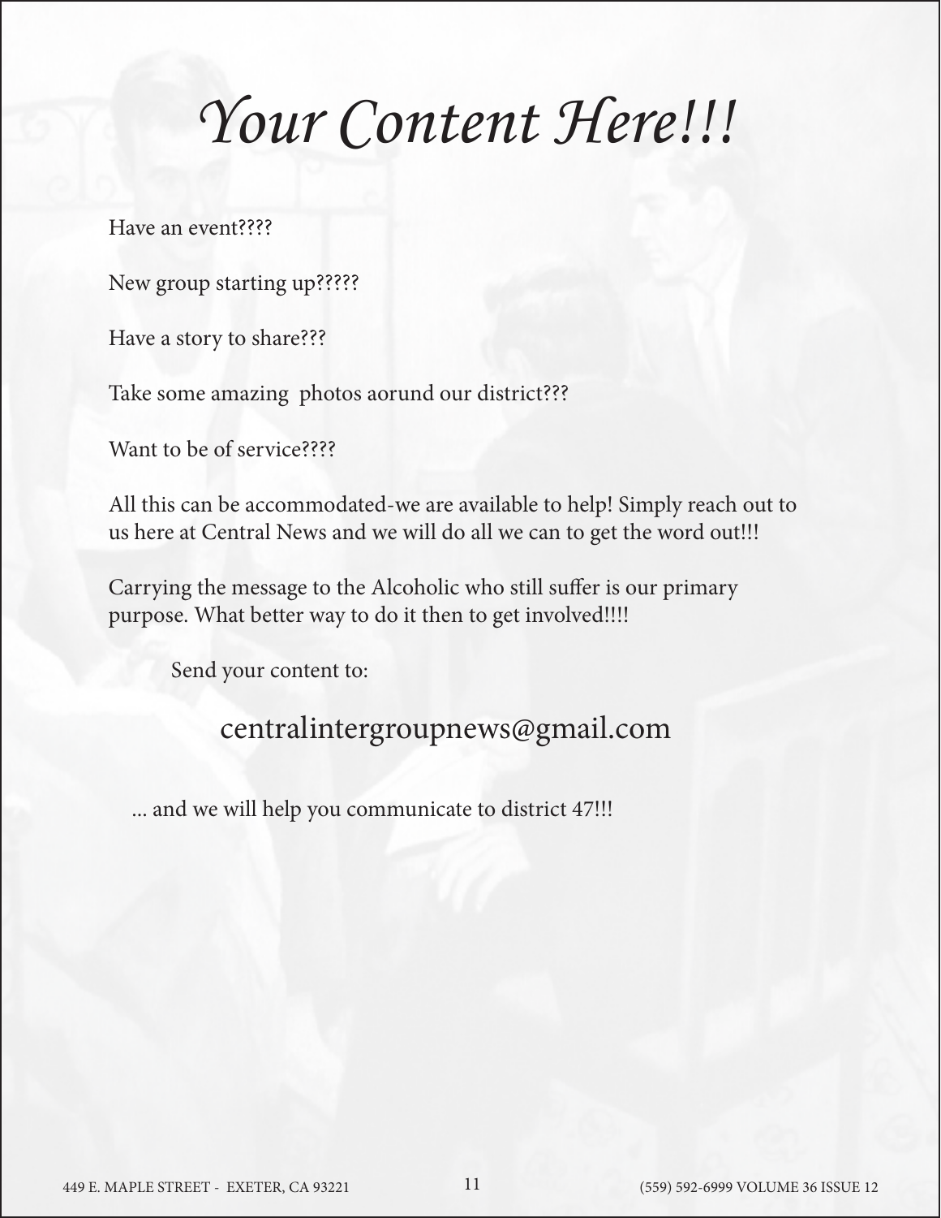# *Your Content Here!!!*

Have an event????

New group starting up?????

Have a story to share???

Take some amazing  photos aorund our district???

Want to be of service????

All this can be accommodated-we are available to help! Simply reach out to us here at Central News and we will do all we can to get the word out!!!

Carrying the message to the Alcoholic who still suffer is our primary purpose. What better way to do it then to get involved!!!!

Send your content to:

centralintergroupnews@gmail.com

... and we will help you communicate to district 47!!!